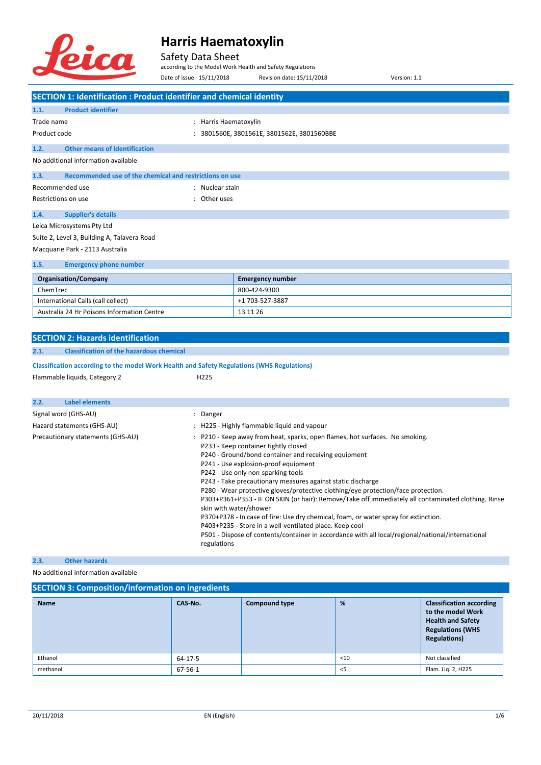# Harris Haematoxylin

Safety Data Sheet

according to the Model Work Health and Safety Regulations

Date of issue: 15/11/2018 Revision date: 15/11/2018 Version: 1.1

## SECTION 1: Identification : Product identifier and chemical identity

### 1.1. Product identifier

Trade name : Harris Haematoxylin

Product code : 3801560E, 3801561E, 3801562E, 3801560BBE

### 1.2. Other means of identification

No additional information available

### 1.3. Recommended use of the chemical and restrictions on use

Recommended use : Nuclear stain

Restrictions on use : Other uses

### 1.4. Supplier's details

Leica Microsystems Pty Ltd

Suite 2, Level 3, Building A, Talavera Road

Macquarie Park - 2113 Australia

### 1.5. Emergency phone number

| Organisation/Company | Emergency number |
|---|---|
| ChemTrec | 800-424-9300 |
| International Calls (call collect) | +1 703-527-3887 |
| Australia 24 Hr Poisons Information Centre | 13 11 26 |

## SECTION 2: Hazards identification

### 2.1. Classification of the hazardous chemical

**Classification according to the model Work Health and Safety Regulations (WHS Regulations)**

Flammable liquids, Category 2 H225

### 2.2. Label elements

Signal word (GHS-AU) : Danger

Hazard statements (GHS-AU) : H225 - Highly flammable liquid and vapour

Precautionary statements (GHS-AU) :
- P210 - Keep away from heat, sparks, open flames, hot surfaces. No smoking.
- P233 - Keep container tightly closed
- P240 - Ground/bond container and receiving equipment
- P241 - Use explosion-proof equipment
- P242 - Use only non-sparking tools
- P243 - Take precautionary measures against static discharge
- P280 - Wear protective gloves/protective clothing/eye protection/face protection.
- P303+P361+P353 - IF ON SKIN (or hair): Remove/Take off immediately all contaminated clothing. Rinse skin with water/shower
- P370+P378 - In case of fire: Use dry chemical, foam, or water spray for extinction.
- P403+P235 - Store in a well-ventilated place. Keep cool
- P501 - Dispose of contents/container in accordance with all local/regional/national/international regulations

### 2.3. Other hazards

No additional information available

## SECTION 3: Composition/information on ingredients

| Name | CAS-No. | Compound type | % | Classification according to the model Work Health and Safety Regulations (WHS Regulations) |
|---|---|---|---|---|
| Ethanol | 64-17-5 | | <10 | Not classified |
| methanol | 67-56-1 | | <5 | Flam. Liq. 2, H225 |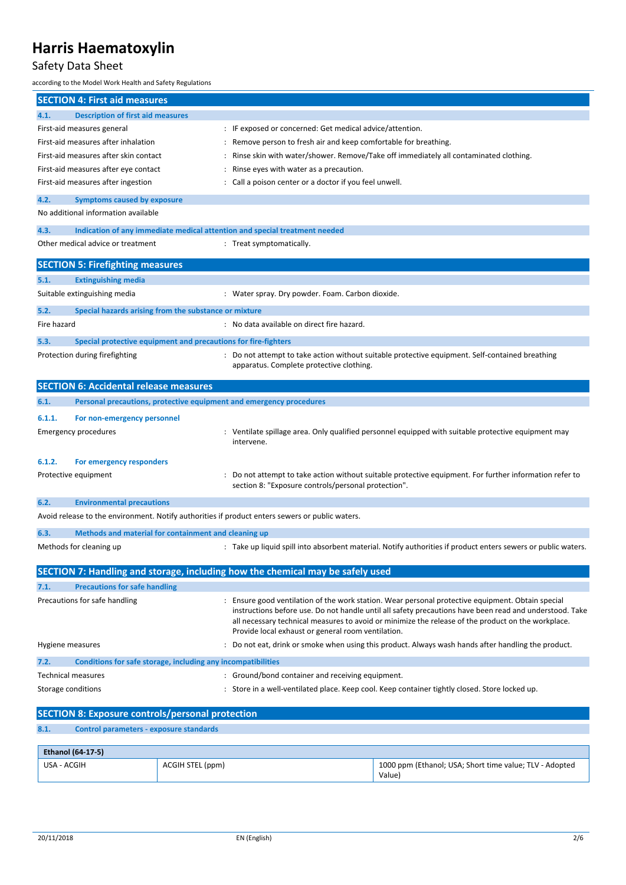## SECTION 4: First aid measures

### 4.1. Description of first aid measures

First-aid measures general : IF exposed or concerned: Get medical advice/attention.

First-aid measures after inhalation : Remove person to fresh air and keep comfortable for breathing.

First-aid measures after skin contact : Rinse skin with water/shower. Remove/Take off immediately all contaminated clothing.

First-aid measures after eye contact : Rinse eyes with water as a precaution.

First-aid measures after ingestion : Call a poison center or a doctor if you feel unwell.

### 4.2. Symptoms caused by exposure

No additional information available

### 4.3. Indication of any immediate medical attention and special treatment needed

Other medical advice or treatment : Treat symptomatically.

## SECTION 5: Firefighting measures

### 5.1. Extinguishing media

Suitable extinguishing media : Water spray. Dry powder. Foam. Carbon dioxide.

### 5.2. Special hazards arising from the substance or mixture

Fire hazard : No data available on direct fire hazard.

### 5.3. Special protective equipment and precautions for fire-fighters

Protection during firefighting : Do not attempt to take action without suitable protective equipment. Self-contained breathing apparatus. Complete protective clothing.

## SECTION 6: Accidental release measures

### 6.1. Personal precautions, protective equipment and emergency procedures

#### 6.1.1. For non-emergency personnel

Emergency procedures : Ventilate spillage area. Only qualified personnel equipped with suitable protective equipment may intervene.

#### 6.1.2. For emergency responders

Protective equipment : Do not attempt to take action without suitable protective equipment. For further information refer to section 8: "Exposure controls/personal protection".

### 6.2. Environmental precautions

Avoid release to the environment. Notify authorities if product enters sewers or public waters.

### 6.3. Methods and material for containment and cleaning up

Methods for cleaning up : Take up liquid spill into absorbent material. Notify authorities if product enters sewers or public waters.

## SECTION 7: Handling and storage, including how the chemical may be safely used

### 7.1. Precautions for safe handling

Precautions for safe handling : Ensure good ventilation of the work station. Wear personal protective equipment. Obtain special instructions before use. Do not handle until all safety precautions have been read and understood. Take all necessary technical measures to avoid or minimize the release of the product on the workplace. Provide local exhaust or general room ventilation.

Hygiene measures : Do not eat, drink or smoke when using this product. Always wash hands after handling the product.

### 7.2. Conditions for safe storage, including any incompatibilities

Technical measures : Ground/bond container and receiving equipment.

Storage conditions : Store in a well-ventilated place. Keep cool. Keep container tightly closed. Store locked up.

## SECTION 8: Exposure controls/personal protection

### 8.1. Control parameters - exposure standards

| **Ethanol (64-17-5)** | | |
|---|---|---|
| USA - ACGIH | ACGIH STEL (ppm) | 1000 ppm (Ethanol; USA; Short time value; TLV - Adopted Value) |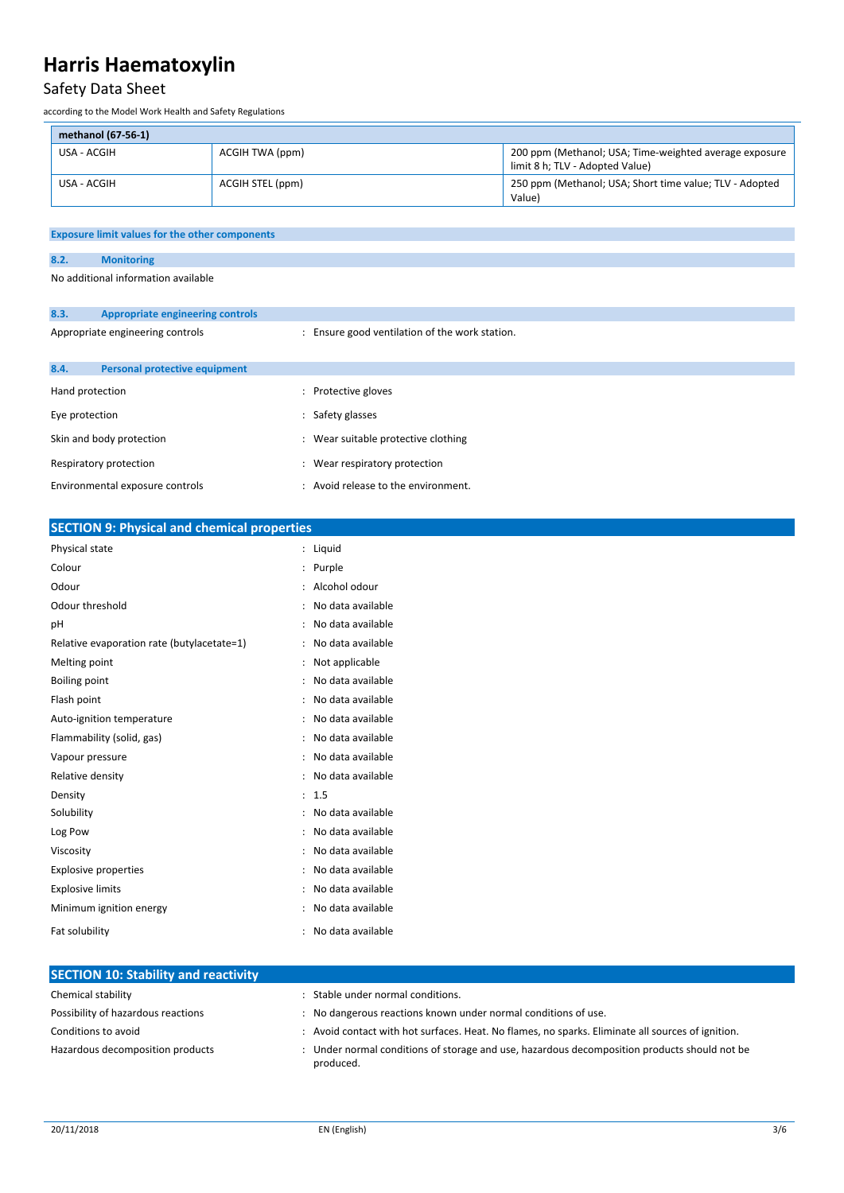| methanol (67-56-1) | | |
|---|---|---|
| USA - ACGIH | ACGIH TWA (ppm) | 200 ppm (Methanol; USA; Time-weighted average exposure limit 8 h; TLV - Adopted Value) |
| USA - ACGIH | ACGIH STEL (ppm) | 250 ppm (Methanol; USA; Short time value; TLV - Adopted Value) |

**Exposure limit values for the other components**

### 8.2. Monitoring

No additional information available

### 8.3. Appropriate engineering controls

Appropriate engineering controls : Ensure good ventilation of the work station.

### 8.4. Personal protective equipment

Hand protection : Protective gloves

Eye protection : Safety glasses

Skin and body protection : Wear suitable protective clothing

Respiratory protection : Wear respiratory protection

Environmental exposure controls : Avoid release to the environment.

## SECTION 9: Physical and chemical properties

Physical state : Liquid

Colour : Purple

Odour : Alcohol odour

Odour threshold : No data available

pH : No data available

Relative evaporation rate (butylacetate=1) : No data available

Melting point : Not applicable

Boiling point : No data available

Flash point : No data available

Auto-ignition temperature : No data available

Flammability (solid, gas) : No data available

Vapour pressure : No data available

Relative density : No data available

Density : 1.5

Solubility : No data available

Log Pow : No data available

Viscosity : No data available

Explosive properties : No data available

Explosive limits : No data available

Minimum ignition energy : No data available

Fat solubility : No data available

## SECTION 10: Stability and reactivity

Chemical stability : Stable under normal conditions.

Possibility of hazardous reactions : No dangerous reactions known under normal conditions of use.

Conditions to avoid : Avoid contact with hot surfaces. Heat. No flames, no sparks. Eliminate all sources of ignition.

Hazardous decomposition products : Under normal conditions of storage and use, hazardous decomposition products should not be produced.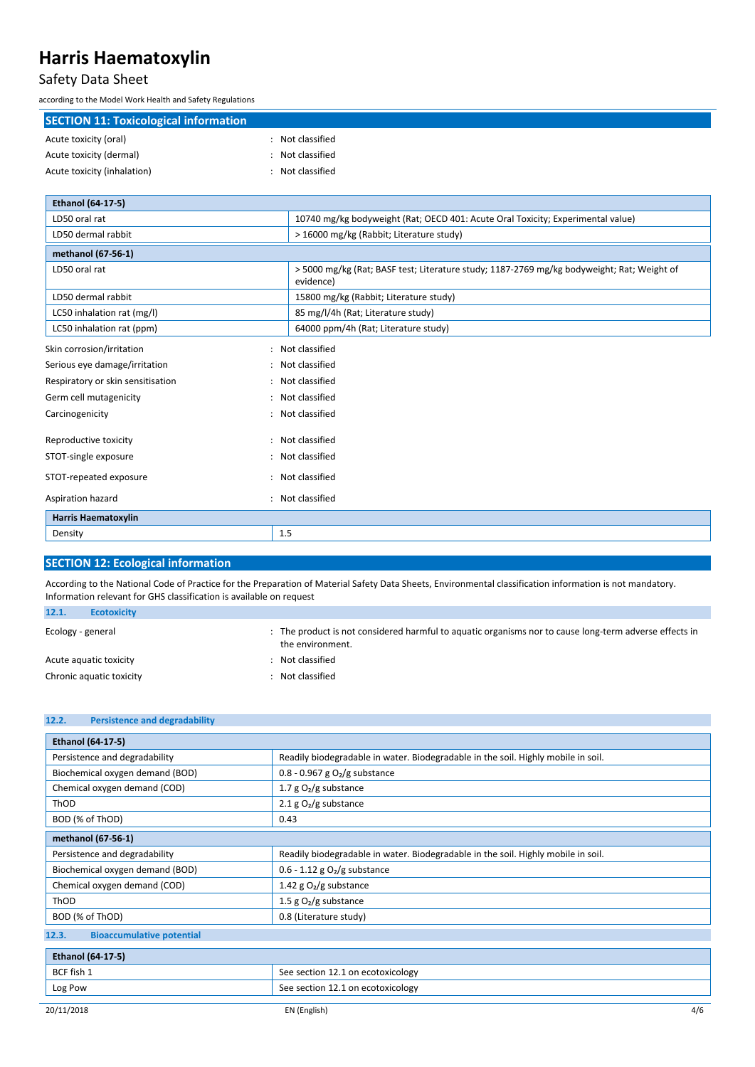## SECTION 11: Toxicological information

Acute toxicity (oral) : Not classified

Acute toxicity (dermal) : Not classified

Acute toxicity (inhalation) : Not classified

| Ethanol (64-17-5) | |
|---|---|
| LD50 oral rat | 10740 mg/kg bodyweight (Rat; OECD 401: Acute Oral Toxicity; Experimental value) |
| LD50 dermal rabbit | > 16000 mg/kg (Rabbit; Literature study) |
| **methanol (67-56-1)** | |
| LD50 oral rat | > 5000 mg/kg (Rat; BASF test; Literature study; 1187-2769 mg/kg bodyweight; Rat; Weight of evidence) |
| LD50 dermal rabbit | 15800 mg/kg (Rabbit; Literature study) |
| LC50 inhalation rat (mg/l) | 85 mg/l/4h (Rat; Literature study) |
| LC50 inhalation rat (ppm) | 64000 ppm/4h (Rat; Literature study) |

Skin corrosion/irritation : Not classified

Serious eye damage/irritation : Not classified

Respiratory or skin sensitisation : Not classified

Germ cell mutagenicity : Not classified

Carcinogenicity : Not classified

Reproductive toxicity : Not classified

STOT-single exposure : Not classified

STOT-repeated exposure : Not classified

Aspiration hazard : Not classified

| Harris Haematoxylin | |
|---|---|
| Density | 1.5 |

## SECTION 12: Ecological information

According to the National Code of Practice for the Preparation of Material Safety Data Sheets, Environmental classification information is not mandatory. Information relevant for GHS classification is available on request

### 12.1. Ecotoxicity

Ecology - general : The product is not considered harmful to aquatic organisms nor to cause long-term adverse effects in the environment.

Acute aquatic toxicity : Not classified

Chronic aquatic toxicity : Not classified

### 12.2. Persistence and degradability

| Ethanol (64-17-5) | |
|---|---|
| Persistence and degradability | Readily biodegradable in water. Biodegradable in the soil. Highly mobile in soil. |
| Biochemical oxygen demand (BOD) | 0.8 - 0.967 g $O_2$/g substance |
| Chemical oxygen demand (COD) | 1.7 g $O_2$/g substance |
| ThOD | 2.1 g $O_2$/g substance |
| BOD (% of ThOD) | 0.43 |
| **methanol (67-56-1)** | |
| Persistence and degradability | Readily biodegradable in water. Biodegradable in the soil. Highly mobile in soil. |
| Biochemical oxygen demand (BOD) | 0.6 - 1.12 g $O_2$/g substance |
| Chemical oxygen demand (COD) | 1.42 g $O_2$/g substance |
| ThOD | 1.5 g $O_2$/g substance |
| BOD (% of ThOD) | 0.8 (Literature study) |

### 12.3. Bioaccumulative potential

| Ethanol (64-17-5) | |
|---|---|
| BCF fish 1 | See section 12.1 on ecotoxicology |
| Log Pow | See section 12.1 on ecotoxicology |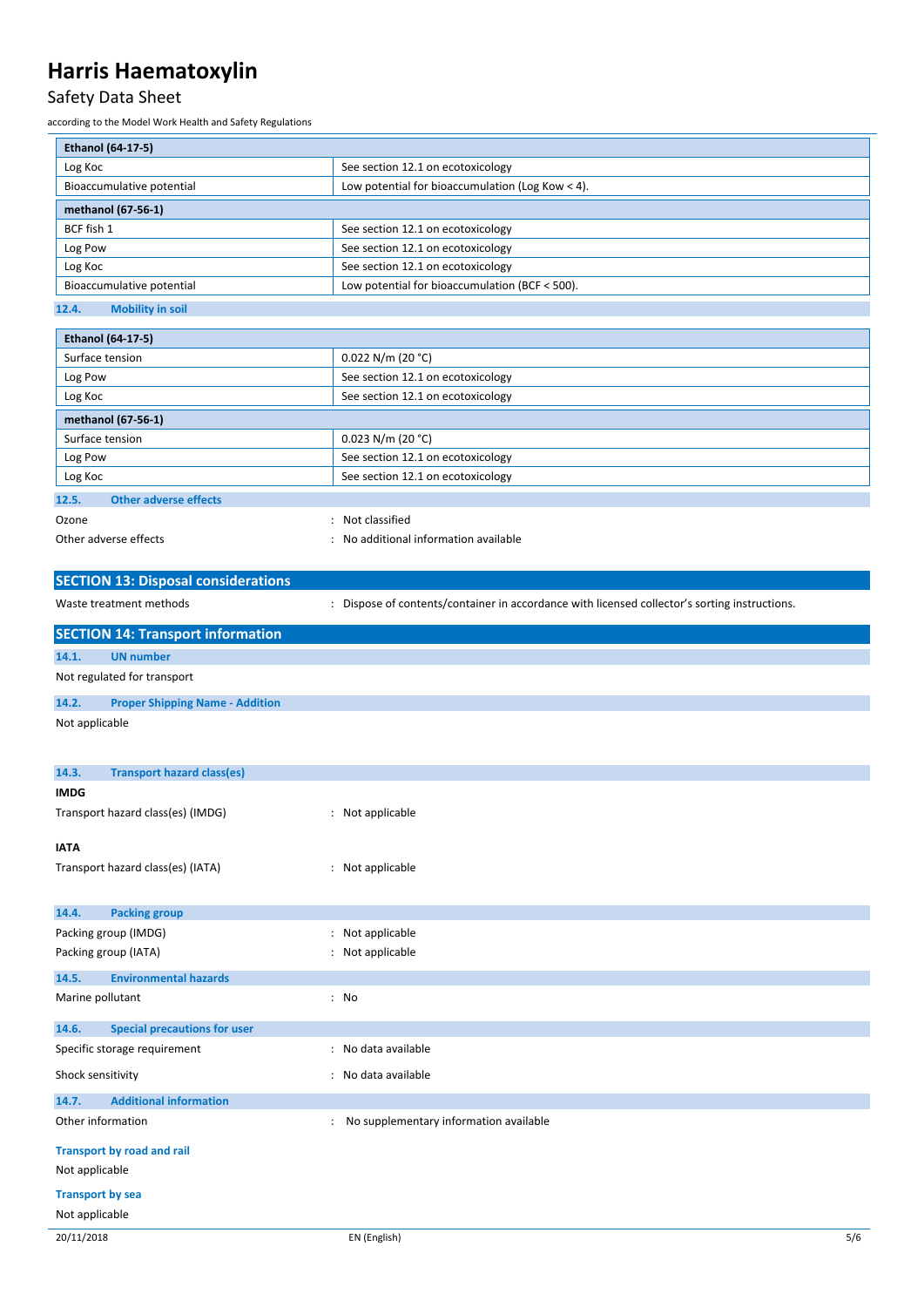| Ethanol (64-17-5) | |
|---|---|
| Log Koc | See section 12.1 on ecotoxicology |
| Bioaccumulative potential | Low potential for bioaccumulation (Log Kow < 4). |

| methanol (67-56-1) | |
|---|---|
| BCF fish 1 | See section 12.1 on ecotoxicology |
| Log Pow | See section 12.1 on ecotoxicology |
| Log Koc | See section 12.1 on ecotoxicology |
| Bioaccumulative potential | Low potential for bioaccumulation (BCF < 500). |

### 12.4. Mobility in soil

| Ethanol (64-17-5) | |
|---|---|
| Surface tension | 0.022 N/m (20 °C) |
| Log Pow | See section 12.1 on ecotoxicology |
| Log Koc | See section 12.1 on ecotoxicology |

| methanol (67-56-1) | |
|---|---|
| Surface tension | 0.023 N/m (20 °C) |
| Log Pow | See section 12.1 on ecotoxicology |
| Log Koc | See section 12.1 on ecotoxicology |

### 12.5. Other adverse effects

Ozone : Not classified

Other adverse effects : No additional information available

## SECTION 13: Disposal considerations

Waste treatment methods : Dispose of contents/container in accordance with licensed collector's sorting instructions.

## SECTION 14: Transport information

### 14.1. UN number

Not regulated for transport

### 14.2. Proper Shipping Name - Addition

Not applicable

### 14.3. Transport hazard class(es)

**IMDG**

Transport hazard class(es) (IMDG) : Not applicable

**IATA**

Transport hazard class(es) (IATA) : Not applicable

### 14.4. Packing group

Packing group (IMDG) : Not applicable

Packing group (IATA) : Not applicable

### 14.5. Environmental hazards

Marine pollutant : No

### 14.6. Special precautions for user

Specific storage requirement : No data available

Shock sensitivity : No data available

### 14.7. Additional information

Other information : No supplementary information available

**Transport by road and rail**

Not applicable

**Transport by sea**

Not applicable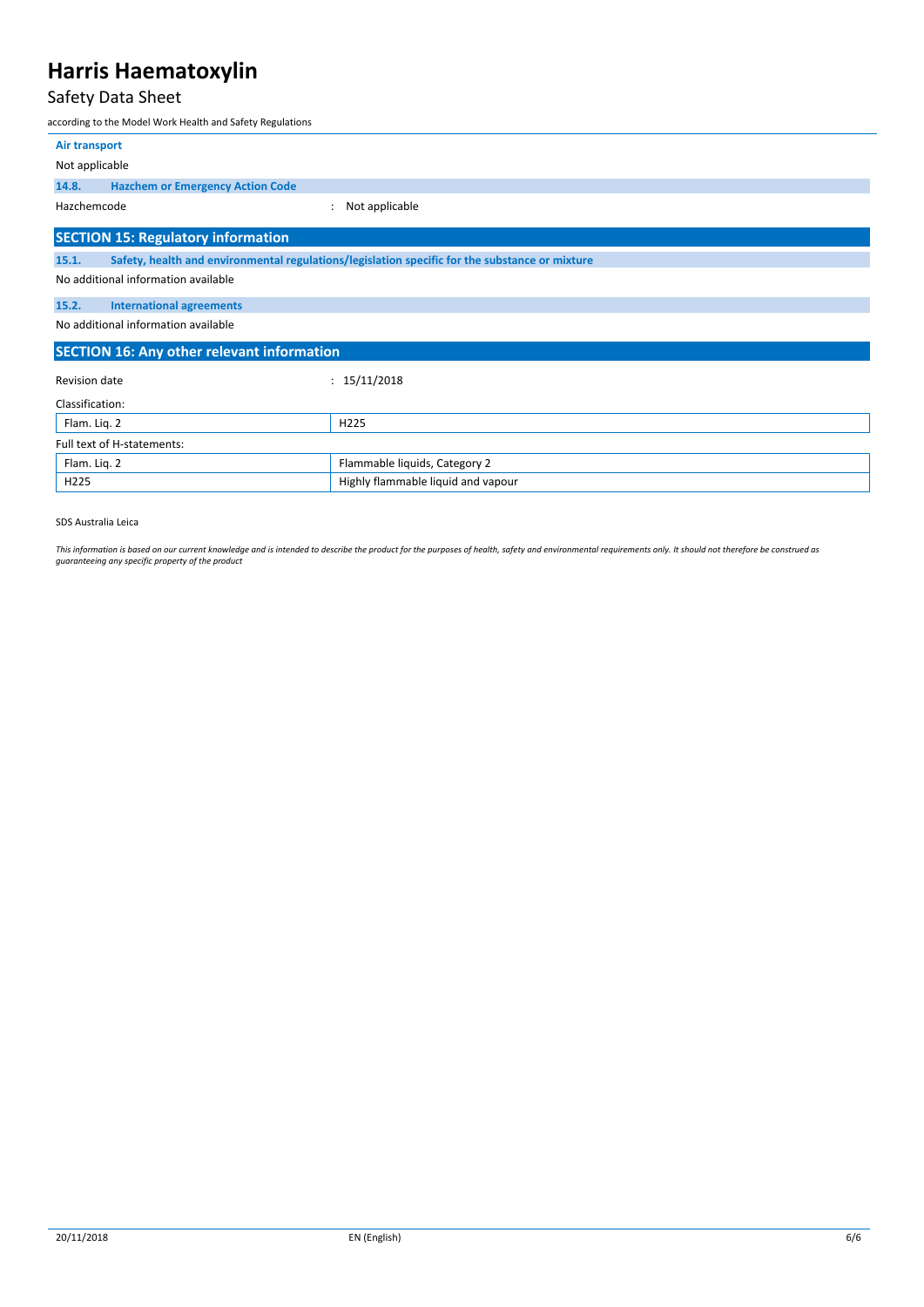#### Air transport

Not applicable

### 14.8. Hazchem or Emergency Action Code

Hazchemcode : Not applicable

## SECTION 15: Regulatory information

### 15.1. Safety, health and environmental regulations/legislation specific for the substance or mixture

No additional information available

### 15.2. International agreements

No additional information available

## SECTION 16: Any other relevant information

Revision date : 15/11/2018

Classification:

| | |
|---|---|
| Flam. Liq. 2 | H225 |

Full text of H-statements:

| | |
|---|---|
| Flam. Liq. 2 | Flammable liquids, Category 2 |
| H225 | Highly flammable liquid and vapour |

SDS Australia Leica

*This information is based on our current knowledge and is intended to describe the product for the purposes of health, safety and environmental requirements only. It should not therefore be construed as guaranteeing any specific property of the product*